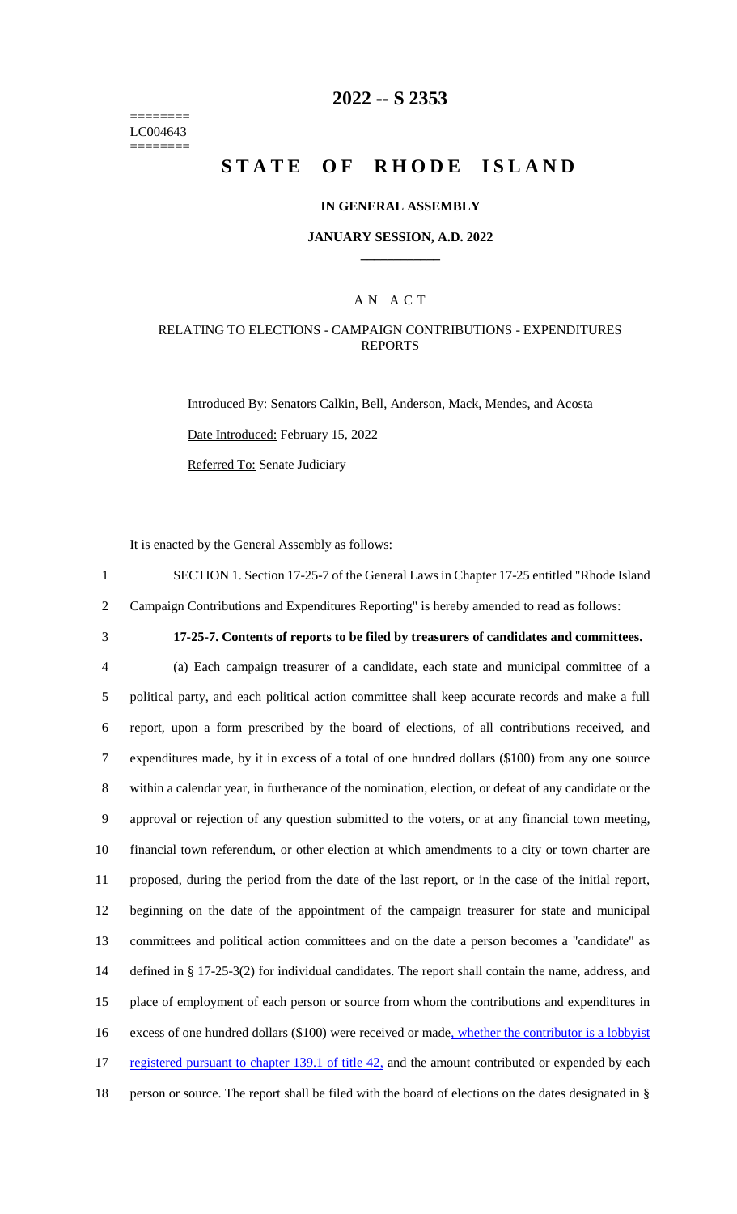========
LC004643
========

# 2022 -- S 2353

# STATE OF RHODE ISLAND

### IN GENERAL ASSEMBLY

### JANUARY SESSION, A.D. 2022

### A N A C T

### RELATING TO ELECTIONS - CAMPAIGN CONTRIBUTIONS - EXPENDITURES REPORTS

Introduced By: Senators Calkin, Bell, Anderson, Mack, Mendes, and Acosta

Date Introduced: February 15, 2022

Referred To: Senate Judiciary

It is enacted by the General Assembly as follows:

1 SECTION 1. Section 17-25-7 of the General Laws in Chapter 17-25 entitled "Rhode Island
2 Campaign Contributions and Expenditures Reporting" is hereby amended to read as follows:

3 **17-25-7. Contents of reports to be filed by treasurers of candidates and committees.**

4 (a) Each campaign treasurer of a candidate, each state and municipal committee of a
5 political party, and each political action committee shall keep accurate records and make a full
6 report, upon a form prescribed by the board of elections, of all contributions received, and
7 expenditures made, by it in excess of a total of one hundred dollars ($100) from any one source
8 within a calendar year, in furtherance of the nomination, election, or defeat of any candidate or the
9 approval or rejection of any question submitted to the voters, or at any financial town meeting,
10 financial town referendum, or other election at which amendments to a city or town charter are
11 proposed, during the period from the date of the last report, or in the case of the initial report,
12 beginning on the date of the appointment of the campaign treasurer for state and municipal
13 committees and political action committees and on the date a person becomes a "candidate" as
14 defined in § 17-25-3(2) for individual candidates. The report shall contain the name, address, and
15 place of employment of each person or source from whom the contributions and expenditures in
16 excess of one hundred dollars ($100) were received or made, whether the contributor is a lobbyist
17 registered pursuant to chapter 139.1 of title 42, and the amount contributed or expended by each
18 person or source. The report shall be filed with the board of elections on the dates designated in §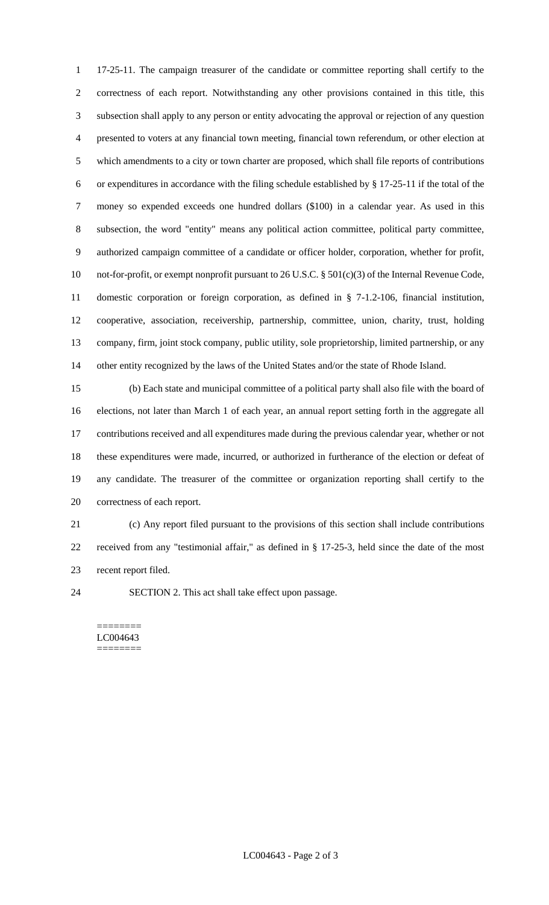17-25-11. The campaign treasurer of the candidate or committee reporting shall certify to the correctness of each report. Notwithstanding any other provisions contained in this title, this subsection shall apply to any person or entity advocating the approval or rejection of any question presented to voters at any financial town meeting, financial town referendum, or other election at which amendments to a city or town charter are proposed, which shall file reports of contributions or expenditures in accordance with the filing schedule established by § 17-25-11 if the total of the money so expended exceeds one hundred dollars ($100) in a calendar year. As used in this subsection, the word "entity" means any political action committee, political party committee, authorized campaign committee of a candidate or officer holder, corporation, whether for profit, not-for-profit, or exempt nonprofit pursuant to 26 U.S.C. § 501(c)(3) of the Internal Revenue Code, domestic corporation or foreign corporation, as defined in § 7-1.2-106, financial institution, cooperative, association, receivership, partnership, committee, union, charity, trust, holding company, firm, joint stock company, public utility, sole proprietorship, limited partnership, or any other entity recognized by the laws of the United States and/or the state of Rhode Island.

(b) Each state and municipal committee of a political party shall also file with the board of elections, not later than March 1 of each year, an annual report setting forth in the aggregate all contributions received and all expenditures made during the previous calendar year, whether or not these expenditures were made, incurred, or authorized in furtherance of the election or defeat of any candidate. The treasurer of the committee or organization reporting shall certify to the correctness of each report.

(c) Any report filed pursuant to the provisions of this section shall include contributions received from any "testimonial affair," as defined in § 17-25-3, held since the date of the most recent report filed.

SECTION 2. This act shall take effect upon passage.

========
LC004643
========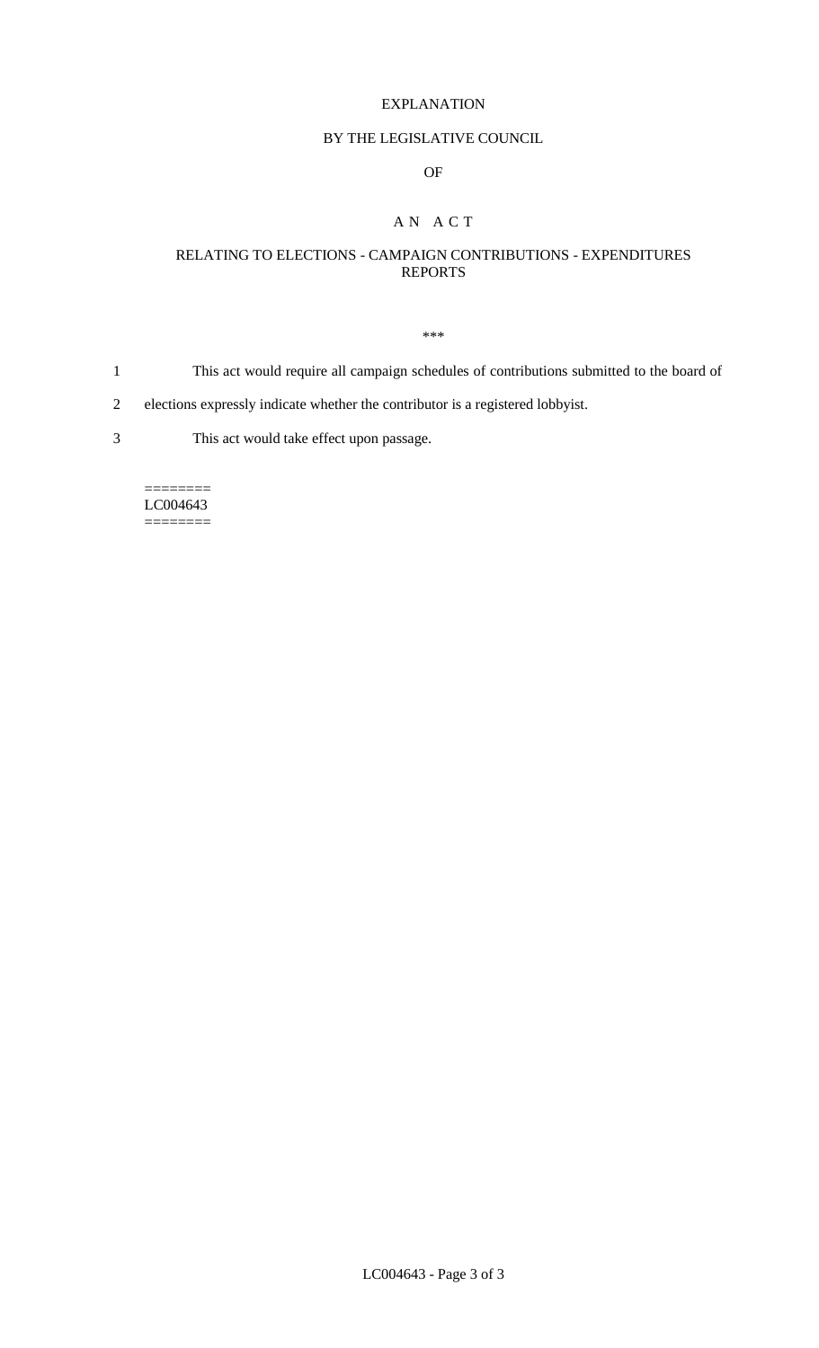EXPLANATION

BY THE LEGISLATIVE COUNCIL

OF

A N A C T

RELATING TO ELECTIONS - CAMPAIGN CONTRIBUTIONS - EXPENDITURES REPORTS

\*\*\*

1 This act would require all campaign schedules of contributions submitted to the board of
2 elections expressly indicate whether the contributor is a registered lobbyist.
3 This act would take effect upon passage.

========
LC004643
========